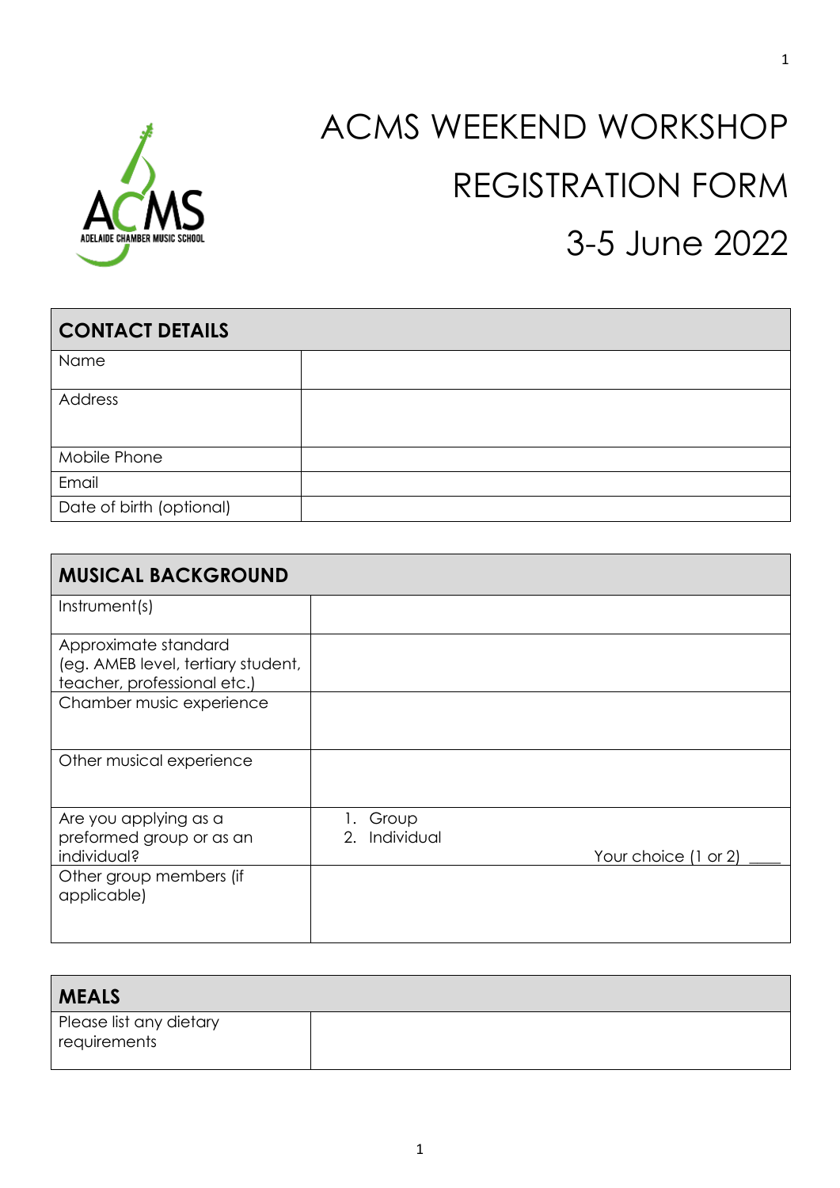# ACMS WEEKEND WORKSHOP REGISTRATION FORM 3-5 June 2022

| CONTACT DETAILS | |
|---|---|
| Name | |
| Address | |
| Mobile Phone | |
| Email | |
| Date of birth (optional) | |

| MUSICAL BACKGROUND | |
|---|---|
| Instrument(s) | |
| Approximate standard (eg. AMEB level, tertiary student, teacher, professional etc.) | |
| Chamber music experience | |
| Other musical experience | |
| Are you applying as a preformed group or as an individual? | 1. Group<br>2. Individual<br>Your choice (1 or 2) ____ |
| Other group members (if applicable) | |

| MEALS | |
|---|---|
| Please list any dietary requirements | |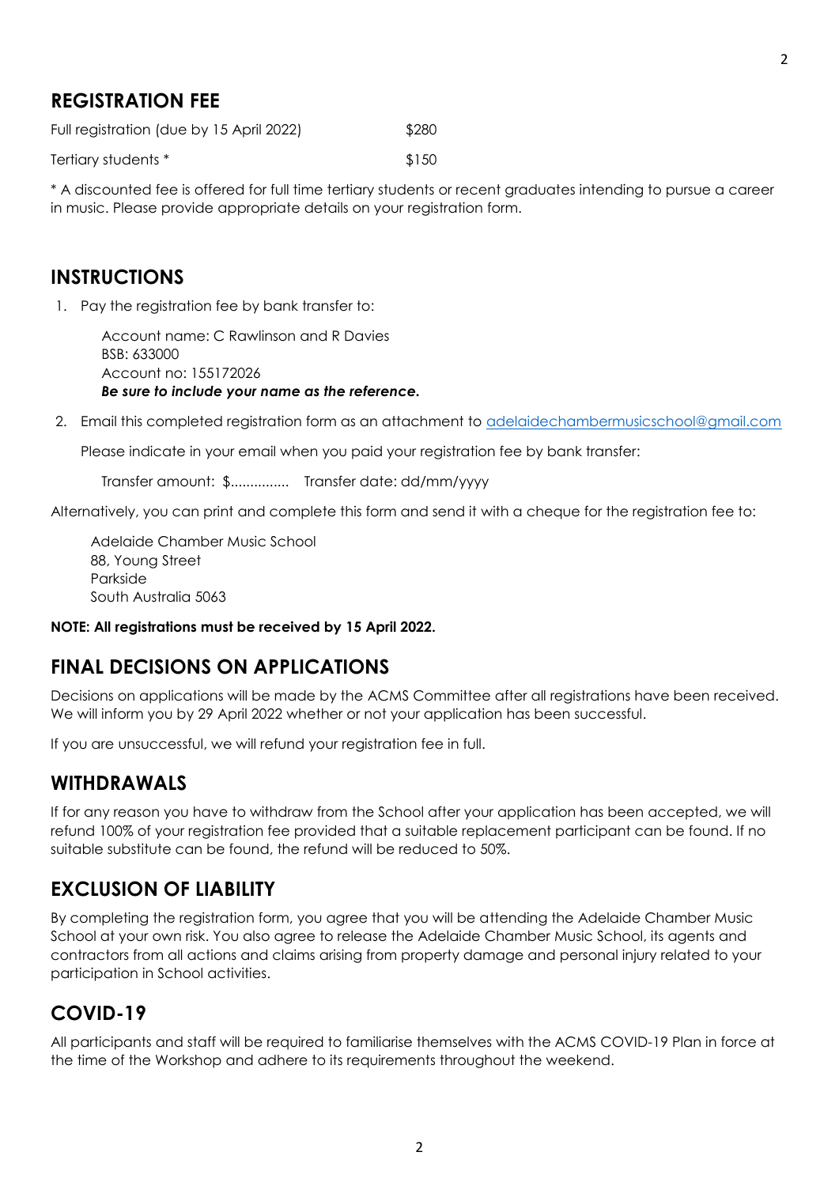## REGISTRATION FEE

| | |
|---|---|
| Full registration (due by 15 April 2022) | $280 |
| Tertiary students * | $150 |

* A discounted fee is offered for full time tertiary students or recent graduates intending to pursue a career in music. Please provide appropriate details on your registration form.

## INSTRUCTIONS

1. Pay the registration fee by bank transfer to:

   Account name: C Rawlinson and R Davies
   BSB: 633000
   Account no: 155172026
   ***Be sure to include your name as the reference.***

2. Email this completed registration form as an attachment to adelaidechambermusicschool@gmail.com

   Please indicate in your email when you paid your registration fee by bank transfer:

   Transfer amount: $............... Transfer date: dd/mm/yyyy

Alternatively, you can print and complete this form and send it with a cheque for the registration fee to:

Adelaide Chamber Music School
88, Young Street
Parkside
South Australia 5063

**NOTE: All registrations must be received by 15 April 2022.**

## FINAL DECISIONS ON APPLICATIONS

Decisions on applications will be made by the ACMS Committee after all registrations have been received. We will inform you by 29 April 2022 whether or not your application has been successful.

If you are unsuccessful, we will refund your registration fee in full.

## WITHDRAWALS

If for any reason you have to withdraw from the School after your application has been accepted, we will refund 100% of your registration fee provided that a suitable replacement participant can be found. If no suitable substitute can be found, the refund will be reduced to 50%.

## EXCLUSION OF LIABILITY

By completing the registration form, you agree that you will be attending the Adelaide Chamber Music School at your own risk. You also agree to release the Adelaide Chamber Music School, its agents and contractors from all actions and claims arising from property damage and personal injury related to your participation in School activities.

## COVID-19

All participants and staff will be required to familiarise themselves with the ACMS COVID-19 Plan in force at the time of the Workshop and adhere to its requirements throughout the weekend.